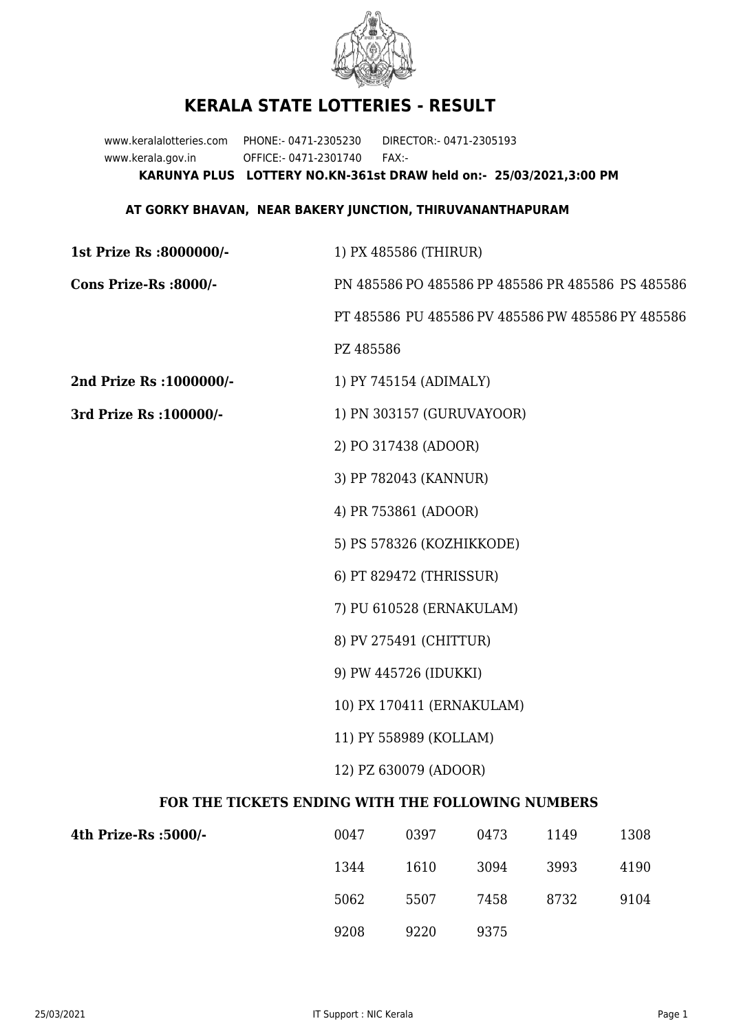# KERALA STATE LOTTERIES - RESULT

www.keralalotteries.com PHONE:- 0471-2305230 DIRECTOR:- 0471-2305193
www.kerala.gov.in OFFICE:- 0471-2301740 FAX:-

**KARUNYA PLUS LOTTERY NO.KN-361st DRAW held on:- 25/03/2021,3:00 PM**

**AT GORKY BHAVAN, NEAR BAKERY JUNCTION, THIRUVANANTHAPURAM**

**1st Prize Rs :8000000/-** 1) PX 485586 (THIRUR)

**Cons Prize-Rs :8000/-** PN 485586 PO 485586 PP 485586 PR 485586 PS 485586 PT 485586 PU 485586 PV 485586 PW 485586 PY 485586 PZ 485586

**2nd Prize Rs :1000000/-** 1) PY 745154 (ADIMALY)

**3rd Prize Rs :100000/-**

1) PN 303157 (GURUVAYOOR)
2) PO 317438 (ADOOR)
3) PP 782043 (KANNUR)
4) PR 753861 (ADOOR)
5) PS 578326 (KOZHIKKODE)
6) PT 829472 (THRISSUR)
7) PU 610528 (ERNAKULAM)
8) PV 275491 (CHITTUR)
9) PW 445726 (IDUKKI)
10) PX 170411 (ERNAKULAM)
11) PY 558989 (KOLLAM)
12) PZ 630079 (ADOOR)

**FOR THE TICKETS ENDING WITH THE FOLLOWING NUMBERS**

**4th Prize-Rs :5000/-**

| | | | | |
|---|---|---|---|---|
| 0047 | 0397 | 0473 | 1149 | 1308 |
| 1344 | 1610 | 3094 | 3993 | 4190 |
| 5062 | 5507 | 7458 | 8732 | 9104 |
| 9208 | 9220 | 9375 | | |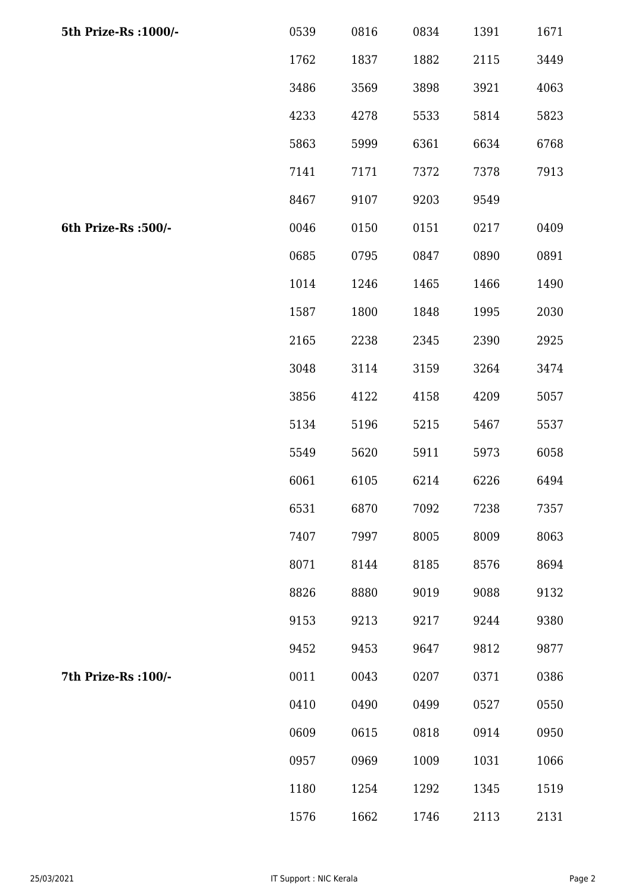| | | | | | |
|---|---|---|---|---|---|
| **5th Prize-Rs :1000/-** | 0539 | 0816 | 0834 | 1391 | 1671 |
| | 1762 | 1837 | 1882 | 2115 | 3449 |
| | 3486 | 3569 | 3898 | 3921 | 4063 |
| | 4233 | 4278 | 5533 | 5814 | 5823 |
| | 5863 | 5999 | 6361 | 6634 | 6768 |
| | 7141 | 7171 | 7372 | 7378 | 7913 |
| | 8467 | 9107 | 9203 | 9549 | |
| **6th Prize-Rs :500/-** | 0046 | 0150 | 0151 | 0217 | 0409 |
| | 0685 | 0795 | 0847 | 0890 | 0891 |
| | 1014 | 1246 | 1465 | 1466 | 1490 |
| | 1587 | 1800 | 1848 | 1995 | 2030 |
| | 2165 | 2238 | 2345 | 2390 | 2925 |
| | 3048 | 3114 | 3159 | 3264 | 3474 |
| | 3856 | 4122 | 4158 | 4209 | 5057 |
| | 5134 | 5196 | 5215 | 5467 | 5537 |
| | 5549 | 5620 | 5911 | 5973 | 6058 |
| | 6061 | 6105 | 6214 | 6226 | 6494 |
| | 6531 | 6870 | 7092 | 7238 | 7357 |
| | 7407 | 7997 | 8005 | 8009 | 8063 |
| | 8071 | 8144 | 8185 | 8576 | 8694 |
| | 8826 | 8880 | 9019 | 9088 | 9132 |
| | 9153 | 9213 | 9217 | 9244 | 9380 |
| | 9452 | 9453 | 9647 | 9812 | 9877 |
| **7th Prize-Rs :100/-** | 0011 | 0043 | 0207 | 0371 | 0386 |
| | 0410 | 0490 | 0499 | 0527 | 0550 |
| | 0609 | 0615 | 0818 | 0914 | 0950 |
| | 0957 | 0969 | 1009 | 1031 | 1066 |
| | 1180 | 1254 | 1292 | 1345 | 1519 |
| | 1576 | 1662 | 1746 | 2113 | 2131 |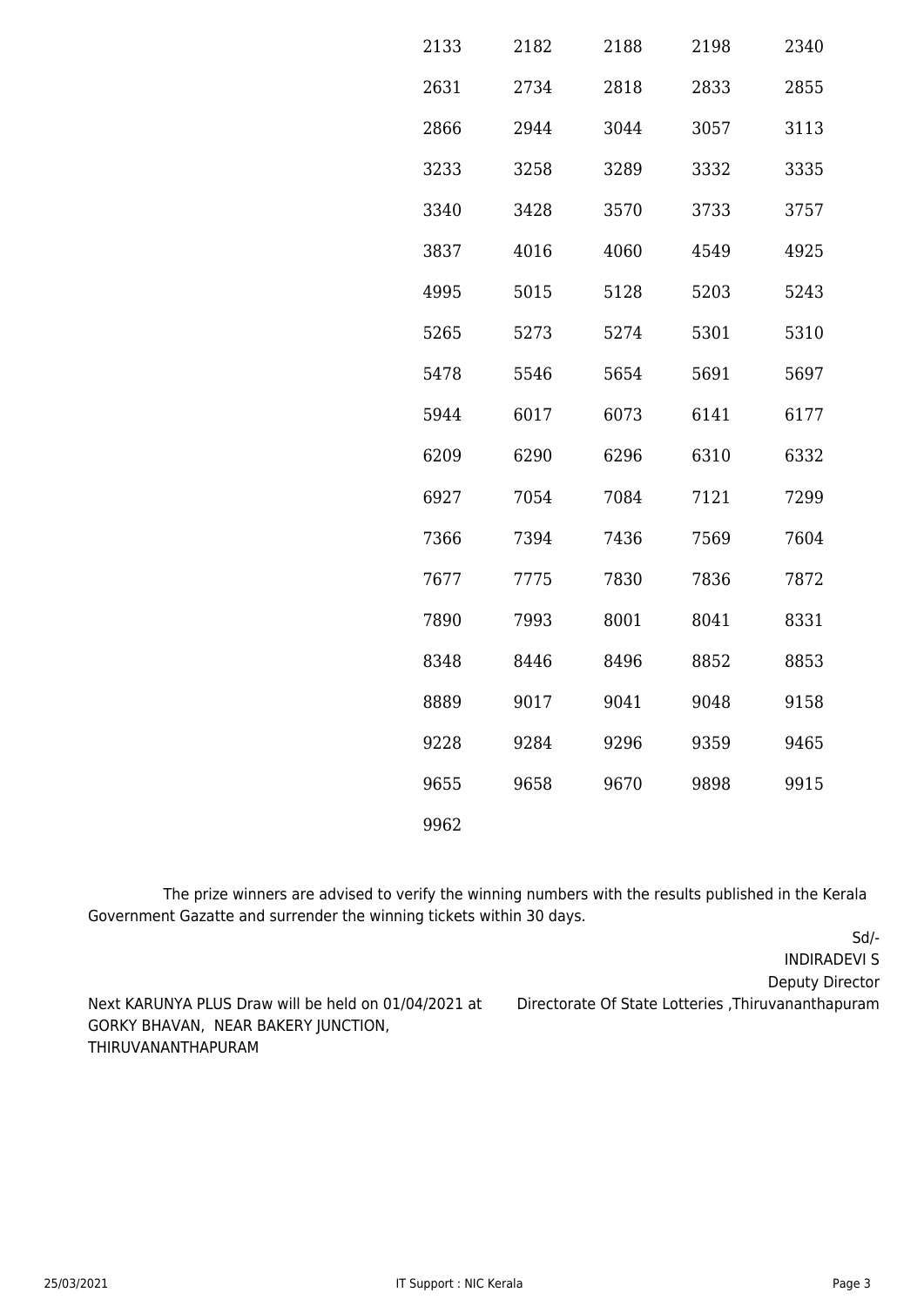| | | | | |
|---|---|---|---|---|
| 2133 | 2182 | 2188 | 2198 | 2340 |
| 2631 | 2734 | 2818 | 2833 | 2855 |
| 2866 | 2944 | 3044 | 3057 | 3113 |
| 3233 | 3258 | 3289 | 3332 | 3335 |
| 3340 | 3428 | 3570 | 3733 | 3757 |
| 3837 | 4016 | 4060 | 4549 | 4925 |
| 4995 | 5015 | 5128 | 5203 | 5243 |
| 5265 | 5273 | 5274 | 5301 | 5310 |
| 5478 | 5546 | 5654 | 5691 | 5697 |
| 5944 | 6017 | 6073 | 6141 | 6177 |
| 6209 | 6290 | 6296 | 6310 | 6332 |
| 6927 | 7054 | 7084 | 7121 | 7299 |
| 7366 | 7394 | 7436 | 7569 | 7604 |
| 7677 | 7775 | 7830 | 7836 | 7872 |
| 7890 | 7993 | 8001 | 8041 | 8331 |
| 8348 | 8446 | 8496 | 8852 | 8853 |
| 8889 | 9017 | 9041 | 9048 | 9158 |
| 9228 | 9284 | 9296 | 9359 | 9465 |
| 9655 | 9658 | 9670 | 9898 | 9915 |
| 9962 | | | | |

The prize winners are advised to verify the winning numbers with the results published in the Kerala Government Gazatte and surrender the winning tickets within 30 days.

Sd/-
INDIRADEVI S
Deputy Director
Directorate Of State Lotteries ,Thiruvananthapuram

Next KARUNYA PLUS Draw will be held on 01/04/2021 at GORKY BHAVAN, NEAR BAKERY JUNCTION, THIRUVANANTHAPURAM